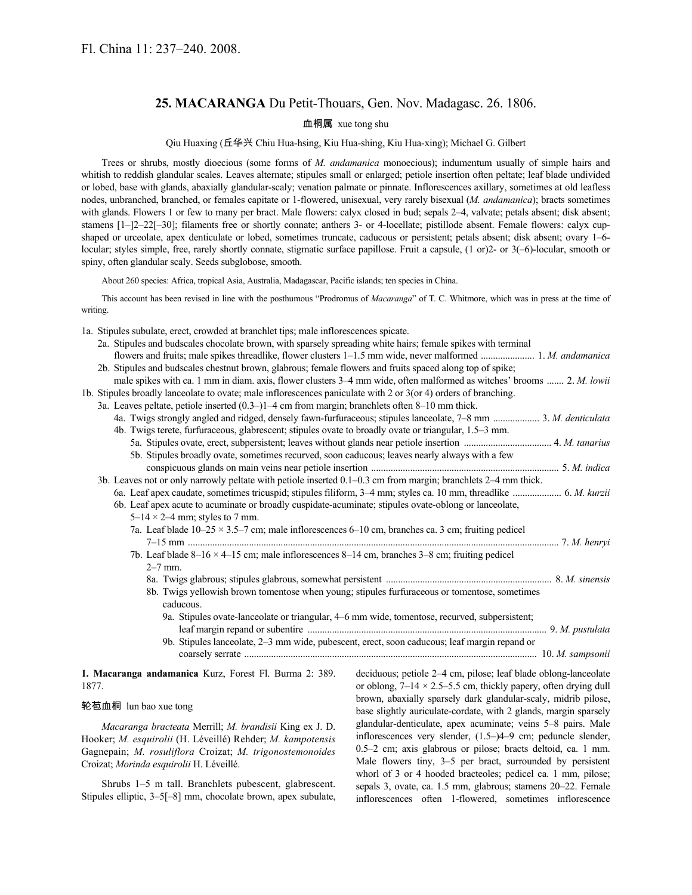Fl. China 11: 237–240. 2008.

## 25. MACARANGA Du Petit-Thouars, Gen. Nov. Madagasc. 26. 1806.

血桐属 xue tong shu

Qiu Huaxing (丘华兴 Chiu Hua-hsing, Kiu Hua-shing, Kiu Hua-xing); Michael G. Gilbert

Trees or shrubs, mostly dioecious (some forms of *M. andamanica* monoecious); indumentum usually of simple hairs and whitish to reddish glandular scales. Leaves alternate; stipules small or enlarged; petiole insertion often peltate; leaf blade undivided or lobed, base with glands, abaxially glandular-scaly; venation palmate or pinnate. Inflorescences axillary, sometimes at old leafless nodes, unbranched, branched, or females capitate or 1-flowered, unisexual, very rarely bisexual (*M. andamanica*); bracts sometimes with glands. Flowers 1 or few to many per bract. Male flowers: calyx closed in bud; sepals 2–4, valvate; petals absent; disk absent; stamens [1–]2–22[–30]; filaments free or shortly connate; anthers 3- or 4-locellate; pistillode absent. Female flowers: calyx cup-shaped or urceolate, apex denticulate or lobed, sometimes truncate, caducous or persistent; petals absent; disk absent; ovary 1–6-locular; styles simple, free, rarely shortly connate, stigmatic surface papillose. Fruit a capsule, (1 or)2- or 3(–6)-locular, smooth or spiny, often glandular scaly. Seeds subglobose, smooth.

About 260 species: Africa, tropical Asia, Australia, Madagascar, Pacific islands; ten species in China.

This account has been revised in line with the posthumous "Prodromus of *Macaranga*" of T. C. Whitmore, which was in press at the time of writing.

1a. Stipules subulate, erect, crowded at branchlet tips; male inflorescences spicate.
  2a. Stipules and budscales chocolate brown, with sparsely spreading white hairs; female spikes with terminal flowers and fruits; male spikes threadlike, flower clusters 1–1.5 mm wide, never malformed ...................... 1. *M. andamanica*
  2b. Stipules and budscales chestnut brown, glabrous; female flowers and fruits spaced along top of spike; male spikes with ca. 1 mm in diam. axis, flower clusters 3–4 mm wide, often malformed as witches' brooms ....... 2. *M. lowii*
1b. Stipules broadly lanceolate to ovate; male inflorescences paniculate with 2 or 3(or 4) orders of branching.
  3a. Leaves peltate, petiole inserted (0.3–)1–4 cm from margin; branchlets often 8–10 mm thick.
    4a. Twigs strongly angled and ridged, densely fawn-furfuraceous; stipules lanceolate, 7–8 mm .................. 3. *M. denticulata*
    4b. Twigs terete, furfuraceous, glabrescent; stipules ovate to broadly ovate or triangular, 1.5–3 mm.
      5a. Stipules ovate, erect, subpersistent; leaves without glands near petiole insertion .................................. 4. *M. tanarius*
      5b. Stipules broadly ovate, sometimes recurved, soon caducous; leaves nearly always with a few conspicuous glands on main veins near petiole insertion ........................................................................... 5. *M. indica*
  3b. Leaves not or only narrowly peltate with petiole inserted 0.1–0.3 cm from margin; branchlets 2–4 mm thick.
    6a. Leaf apex caudate, sometimes tricuspid; stipules filiform, 3–4 mm; styles ca. 10 mm, threadlike .................... 6. *M. kurzii*
    6b. Leaf apex acute to acuminate or broadly cuspidate-acuminate; stipules ovate-oblong or lanceolate, 5–14 × 2–4 mm; styles to 7 mm.
      7a. Leaf blade 10–25 × 3.5–7 cm; male inflorescences 6–10 cm, branches ca. 3 cm; fruiting pedicel 7–15 mm ...................................................................................................................................... 7. *M. henryi*
      7b. Leaf blade 8–16 × 4–15 cm; male inflorescences 8–14 cm, branches 3–8 cm; fruiting pedicel 2–7 mm.
        8a. Twigs glabrous; stipules glabrous, somewhat persistent .................................................................. 8. *M. sinensis*
        8b. Twigs yellowish brown tomentose when young; stipules furfuraceous or tomentose, sometimes caducous.
          9a. Stipules ovate-lanceolate or triangular, 4–6 mm wide, tomentose, recurved, subpersistent; leaf margin repand or subentire ................................................................................................ 9. *M. pustulata*
          9b. Stipules lanceolate, 2–3 mm wide, pubescent, erect, soon caducous; leaf margin repand or coarsely serrate ...................................................................................................................... 10. *M. sampsonii*

**1. Macaranga andamanica** Kurz, Forest Fl. Burma 2: 389. 1877.

轮苞血桐 lun bao xue tong

*Macaranga bracteata* Merrill; *M. brandisii* King ex J. D. Hooker; *M. esquirolii* (H. Léveillé) Rehder; *M. kampotensis* Gagnepain; *M. rosuliflora* Croizat; *M. trigonostemonoides* Croizat; *Morinda esquirolii* H. Léveillé.

Shrubs 1–5 m tall. Branchlets pubescent, glabrescent. Stipules elliptic, 3–5[–8] mm, chocolate brown, apex subulate, deciduous; petiole 2–4 cm, pilose; leaf blade oblong-lanceolate or oblong, 7–14 × 2.5–5.5 cm, thickly papery, often drying dull brown, abaxially sparsely dark glandular-scaly, midrib pilose, base slightly auriculate-cordate, with 2 glands, margin sparsely glandular-denticulate, apex acuminate; veins 5–8 pairs. Male inflorescences very slender, (1.5–)4–9 cm; peduncle slender, 0.5–2 cm; axis glabrous or pilose; bracts deltoid, ca. 1 mm. Male flowers tiny, 3–5 per bract, surrounded by persistent whorl of 3 or 4 hooded bracteoles; pedicel ca. 1 mm, pilose; sepals 3, ovate, ca. 1.5 mm, glabrous; stamens 20–22. Female inflorescences often 1-flowered, sometimes inflorescence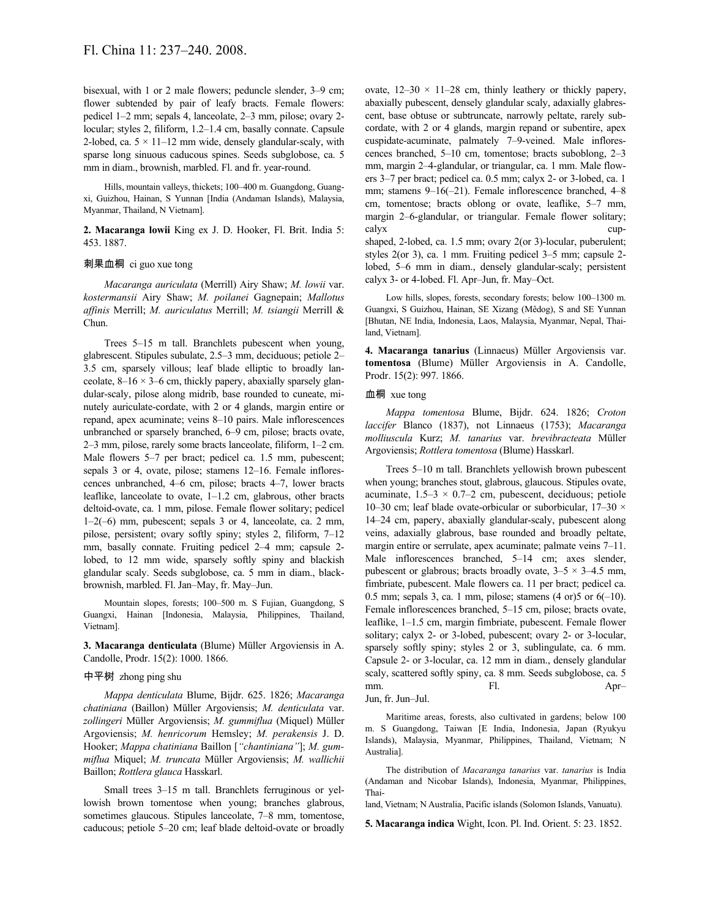bisexual, with 1 or 2 male flowers; peduncle slender, 3–9 cm; flower subtended by pair of leafy bracts. Female flowers: pedicel 1–2 mm; sepals 4, lanceolate, 2–3 mm, pilose; ovary 2-locular; styles 2, filiform, 1.2–1.4 cm, basally connate. Capsule 2-lobed, ca. 5 × 11–12 mm wide, densely glandular-scaly, with sparse long sinuous caducous spines. Seeds subglobose, ca. 5 mm in diam., brownish, marbled. Fl. and fr. year-round.

Hills, mountain valleys, thickets; 100–400 m. Guangdong, Guangxi, Guizhou, Hainan, S Yunnan [India (Andaman Islands), Malaysia, Myanmar, Thailand, N Vietnam].

**2. Macaranga lowii** King ex J. D. Hooker, Fl. Brit. India 5: 453. 1887.

刺果血桐 ci guo xue tong

*Macaranga auriculata* (Merrill) Airy Shaw; *M. lowii* var. *kostermansii* Airy Shaw; *M. poilanei* Gagnepain; *Mallotus affinis* Merrill; *M. auriculatus* Merrill; *M. tsiangii* Merrill & Chun.

Trees 5–15 m tall. Branchlets pubescent when young, glabrescent. Stipules subulate, 2.5–3 mm, deciduous; petiole 2–3.5 cm, sparsely villous; leaf blade elliptic to broadly lanceolate, 8–16 × 3–6 cm, thickly papery, abaxially sparsely glandular-scaly, pilose along midrib, base rounded to cuneate, minutely auriculate-cordate, with 2 or 4 glands, margin entire or repand, apex acuminate; veins 8–10 pairs. Male inflorescences unbranched or sparsely branched, 6–9 cm, pilose; bracts ovate, 2–3 mm, pilose, rarely some bracts lanceolate, filiform, 1–2 cm. Male flowers 5–7 per bract; pedicel ca. 1.5 mm, pubescent; sepals 3 or 4, ovate, pilose; stamens 12–16. Female inflorescences unbranched, 4–6 cm, pilose; bracts 4–7, lower bracts leaflike, lanceolate to ovate, 1–1.2 cm, glabrous, other bracts deltoid-ovate, ca. 1 mm, pilose. Female flower solitary; pedicel 1–2(–6) mm, pubescent; sepals 3 or 4, lanceolate, ca. 2 mm, pilose, persistent; ovary softly spiny; styles 2, filiform, 7–12 mm, basally connate. Fruiting pedicel 2–4 mm; capsule 2-lobed, to 12 mm wide, sparsely softly spiny and blackish glandular scaly. Seeds subglobose, ca. 5 mm in diam., black-brownish, marbled. Fl. Jan–May, fr. May–Jun.

Mountain slopes, forests; 100–500 m. S Fujian, Guangdong, S Guangxi, Hainan [Indonesia, Malaysia, Philippines, Thailand, Vietnam].

**3. Macaranga denticulata** (Blume) Müller Argoviensis in A. Candolle, Prodr. 15(2): 1000. 1866.

中平树 zhong ping shu

*Mappa denticulata* Blume, Bijdr. 625. 1826; *Macaranga chatiniana* (Baillon) Müller Argoviensis; *M. denticulata* var. *zollingeri* Müller Argoviensis; *M. gummiflua* (Miquel) Müller Argoviensis; *M. henricorum* Hemsley; *M. perakensis* J. D. Hooker; *Mappa chatiniana* Baillon [*"chantiniana"*]; *M. gummiflua* Miquel; *M. truncata* Müller Argoviensis; *M. wallichii* Baillon; *Rottlera glauca* Hasskarl.

Small trees 3–15 m tall. Branchlets ferruginous or yellowish brown tomentose when young; branches glabrous, sometimes glaucous. Stipules lanceolate, 7–8 mm, tomentose, caducous; petiole 5–20 cm; leaf blade deltoid-ovate or broadly ovate, 12–30 × 11–28 cm, thinly leathery or thickly papery, abaxially pubescent, densely glandular scaly, adaxially glabrescent, base obtuse or subtruncate, narrowly peltate, rarely subcordate, with 2 or 4 glands, margin repand or subentire, apex cuspidate-acuminate, palmately 7–9-veined. Male inflorescences branched, 5–10 cm, tomentose; bracts suboblong, 2–3 mm, margin 2–4-glandular, or triangular, ca. 1 mm. Male flowers 3–7 per bract; pedicel ca. 0.5 mm; calyx 2- or 3-lobed, ca. 1 mm; stamens 9–16(–21). Female inflorescence branched, 4–8 cm, tomentose; bracts oblong or ovate, leaflike, 5–7 mm, margin 2–6-glandular, or triangular. Female flower solitary; calyx cup-shaped, 2-lobed, ca. 1.5 mm; ovary 2(or 3)-locular, puberulent; styles 2(or 3), ca. 1 mm. Fruiting pedicel 3–5 mm; capsule 2-lobed, 5–6 mm in diam., densely glandular-scaly; persistent calyx 3- or 4-lobed. Fl. Apr–Jun, fr. May–Oct.

Low hills, slopes, forests, secondary forests; below 100–1300 m. Guangxi, S Guizhou, Hainan, SE Xizang (Mêdog), S and SE Yunnan [Bhutan, NE India, Indonesia, Laos, Malaysia, Myanmar, Nepal, Thailand, Vietnam].

**4. Macaranga tanarius** (Linnaeus) Müller Argoviensis var. **tomentosa** (Blume) Müller Argoviensis in A. Candolle, Prodr. 15(2): 997. 1866.

血桐 xue tong

*Mappa tomentosa* Blume, Bijdr. 624. 1826; *Croton laccifer* Blanco (1837), not Linnaeus (1753); *Macaranga molliuscula* Kurz; *M. tanarius* var. *brevibracteata* Müller Argoviensis; *Rottlera tomentosa* (Blume) Hasskarl.

Trees 5–10 m tall. Branchlets yellowish brown pubescent when young; branches stout, glabrous, glaucous. Stipules ovate, acuminate, 1.5–3 × 0.7–2 cm, pubescent, deciduous; petiole 10–30 cm; leaf blade ovate-orbicular or suborbicular, 17–30 × 14–24 cm, papery, abaxially glandular-scaly, pubescent along veins, adaxially glabrous, base rounded and broadly peltate, margin entire or serrulate, apex acuminate; palmate veins 7–11. Male inflorescences branched, 5–14 cm; axes slender, pubescent or glabrous; bracts broadly ovate, 3–5 × 3–4.5 mm, fimbriate, pubescent. Male flowers ca. 11 per bract; pedicel ca. 0.5 mm; sepals 3, ca. 1 mm, pilose; stamens (4 or)5 or 6(–10). Female inflorescences branched, 5–15 cm, pilose; bracts ovate, leaflike, 1–1.5 cm, margin fimbriate, pubescent. Female flower solitary; calyx 2- or 3-lobed, pubescent; ovary 2- or 3-locular, sparsely softly spiny; styles 2 or 3, sublingulate, ca. 6 mm. Capsule 2- or 3-locular, ca. 12 mm in diam., densely glandular scaly, scattered softly spiny, ca. 8 mm. Seeds subglobose, ca. 5 mm. Fl. Apr–Jun, fr. Jun–Jul.

Maritime areas, forests, also cultivated in gardens; below 100 m. S Guangdong, Taiwan [E India, Indonesia, Japan (Ryukyu Islands), Malaysia, Myanmar, Philippines, Thailand, Vietnam; N Australia].

The distribution of *Macaranga tanarius* var. *tanarius* is India (Andaman and Nicobar Islands), Indonesia, Myanmar, Philippines, Thailand, Vietnam; N Australia, Pacific islands (Solomon Islands, Vanuatu).

**5. Macaranga indica** Wight, Icon. Pl. Ind. Orient. 5: 23. 1852.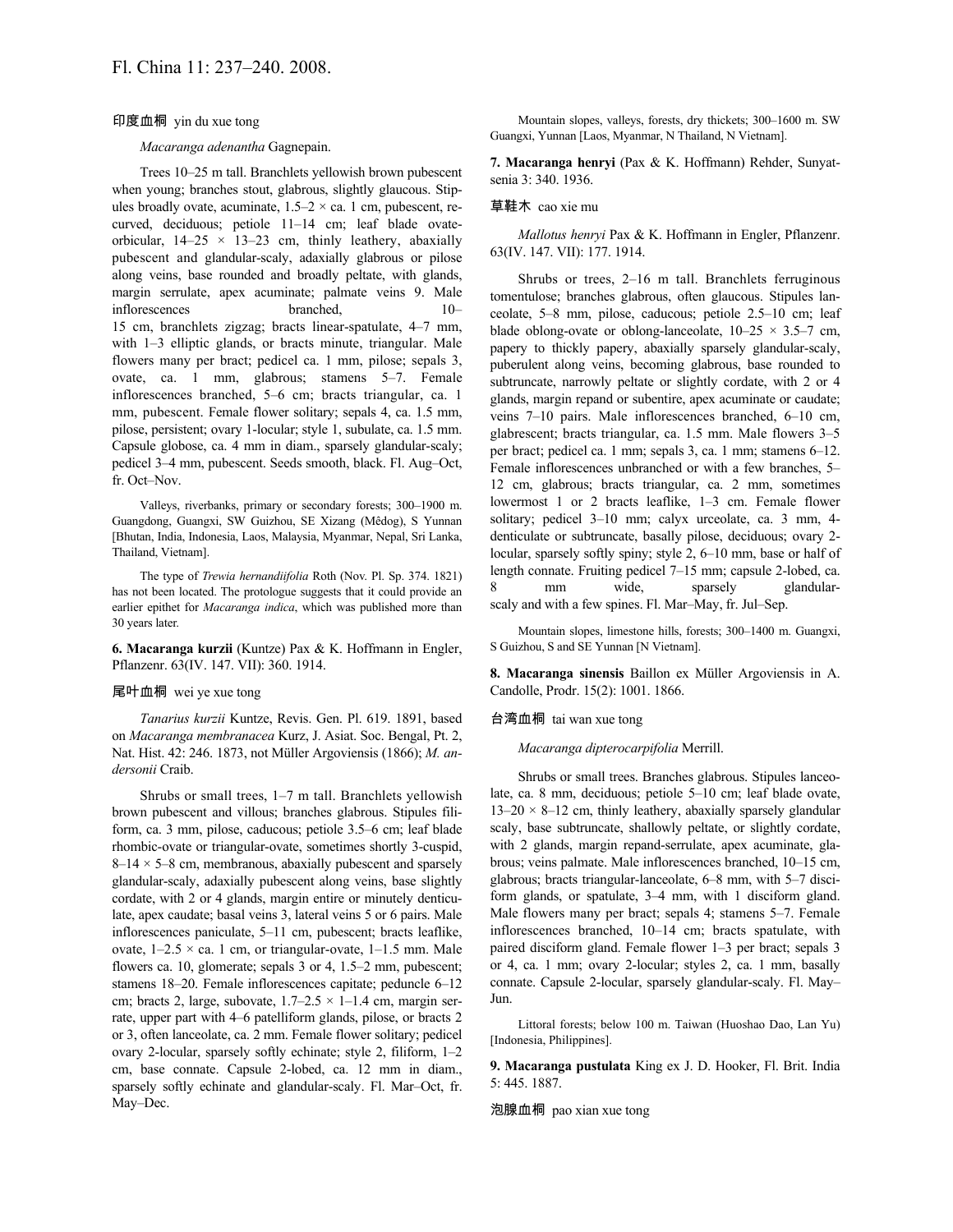印度血桐 yin du xue tong

*Macaranga adenantha* Gagnepain.

Trees 10–25 m tall. Branchlets yellowish brown pubescent when young; branches stout, glabrous, slightly glaucous. Stipules broadly ovate, acuminate, 1.5–2 × ca. 1 cm, pubescent, recurved, deciduous; petiole 11–14 cm; leaf blade ovate-orbicular, 14–25 × 13–23 cm, thinly leathery, abaxially pubescent and glandular-scaly, adaxially glabrous or pilose along veins, base rounded and broadly peltate, with glands, margin serrulate, apex acuminate; palmate veins 9. Male inflorescences branched, 10–15 cm, branchlets zigzag; bracts linear-spatulate, 4–7 mm, with 1–3 elliptic glands, or bracts minute, triangular. Male flowers many per bract; pedicel ca. 1 mm, pilose; sepals 3, ovate, ca. 1 mm, glabrous; stamens 5–7. Female inflorescences branched, 5–6 cm; bracts triangular, ca. 1 mm, pubescent. Female flower solitary; sepals 4, ca. 1.5 mm, pilose, persistent; ovary 1-locular; style 1, subulate, ca. 1.5 mm. Capsule globose, ca. 4 mm in diam., sparsely glandular-scaly; pedicel 3–4 mm, pubescent. Seeds smooth, black. Fl. Aug–Oct, fr. Oct–Nov.

Valleys, riverbanks, primary or secondary forests; 300–1900 m. Guangdong, Guangxi, SW Guizhou, SE Xizang (Mêdog), S Yunnan [Bhutan, India, Indonesia, Laos, Malaysia, Myanmar, Nepal, Sri Lanka, Thailand, Vietnam].

The type of *Trewia hernandiifolia* Roth (Nov. Pl. Sp. 374. 1821) has not been located. The protologue suggests that it could provide an earlier epithet for *Macaranga indica*, which was published more than 30 years later.

**6. Macaranga kurzii** (Kuntze) Pax & K. Hoffmann in Engler, Pflanzenr. 63(IV. 147. VII): 360. 1914.

尾叶血桐 wei ye xue tong

*Tanarius kurzii* Kuntze, Revis. Gen. Pl. 619. 1891, based on *Macaranga membranacea* Kurz, J. Asiat. Soc. Bengal, Pt. 2, Nat. Hist. 42: 246. 1873, not Müller Argoviensis (1866); *M. andersonii* Craib.

Shrubs or small trees, 1–7 m tall. Branchlets yellowish brown pubescent and villous; branches glabrous. Stipules filiform, ca. 3 mm, pilose, caducous; petiole 3.5–6 cm; leaf blade rhombic-ovate or triangular-ovate, sometimes shortly 3-cuspid, 8–14 × 5–8 cm, membranous, abaxially pubescent and sparsely glandular-scaly, adaxially pubescent along veins, base slightly cordate, with 2 or 4 glands, margin entire or minutely denticulate, apex caudate; basal veins 3, lateral veins 5 or 6 pairs. Male inflorescences paniculate, 5–11 cm, pubescent; bracts leaflike, ovate, 1–2.5 × ca. 1 cm, or triangular-ovate, 1–1.5 mm. Male flowers ca. 10, glomerate; sepals 3 or 4, 1.5–2 mm, pubescent; stamens 18–20. Female inflorescences capitate; peduncle 6–12 cm; bracts 2, large, subovate, 1.7–2.5 × 1–1.4 cm, margin serrate, upper part with 4–6 patelliform glands, pilose, or bracts 2 or 3, often lanceolate, ca. 2 mm. Female flower solitary; pedicel ovary 2-locular, sparsely softly echinate; style 2, filiform, 1–2 cm, base connate. Capsule 2-lobed, ca. 12 mm in diam., sparsely softly echinate and glandular-scaly. Fl. Mar–Oct, fr. May–Dec.

Mountain slopes, valleys, forests, dry thickets; 300–1600 m. SW Guangxi, Yunnan [Laos, Myanmar, N Thailand, N Vietnam].

**7. Macaranga henryi** (Pax & K. Hoffmann) Rehder, Sunyatsenia 3: 340. 1936.

草鞋木 cao xie mu

*Mallotus henryi* Pax & K. Hoffmann in Engler, Pflanzenr. 63(IV. 147. VII): 177. 1914.

Shrubs or trees, 2–16 m tall. Branchlets ferruginous tomentulose; branches glabrous, often glaucous. Stipules lanceolate, 5–8 mm, pilose, caducous; petiole 2.5–10 cm; leaf blade oblong-ovate or oblong-lanceolate, 10–25 × 3.5–7 cm, papery to thickly papery, abaxially sparsely glandular-scaly, puberulent along veins, becoming glabrous, base rounded to subtruncate, narrowly peltate or slightly cordate, with 2 or 4 glands, margin repand or subentire, apex acuminate or caudate; veins 7–10 pairs. Male inflorescences branched, 6–10 cm, glabrescent; bracts triangular, ca. 1.5 mm. Male flowers 3–5 per bract; pedicel ca. 1 mm; sepals 3, ca. 1 mm; stamens 6–12. Female inflorescences unbranched or with a few branches, 5–12 cm, glabrous; bracts triangular, ca. 2 mm, sometimes lowermost 1 or 2 bracts leaflike, 1–3 cm. Female flower solitary; pedicel 3–10 mm; calyx urceolate, ca. 3 mm, 4-denticulate or subtruncate, basally pilose, deciduous; ovary 2-locular, sparsely softly spiny; style 2, 6–10 mm, base or half of length connate. Fruiting pedicel 7–15 mm; capsule 2-lobed, ca. 8 mm wide, sparsely glandular-scaly and with a few spines. Fl. Mar–May, fr. Jul–Sep.

Mountain slopes, limestone hills, forests; 300–1400 m. Guangxi, S Guizhou, S and SE Yunnan [N Vietnam].

**8. Macaranga sinensis** Baillon ex Müller Argoviensis in A. Candolle, Prodr. 15(2): 1001. 1866.

台湾血桐 tai wan xue tong

*Macaranga dipterocarpifolia* Merrill.

Shrubs or small trees. Branches glabrous. Stipules lanceolate, ca. 8 mm, deciduous; petiole 5–10 cm; leaf blade ovate, 13–20 × 8–12 cm, thinly leathery, abaxially sparsely glandular scaly, base subtruncate, shallowly peltate, or slightly cordate, with 2 glands, margin repand-serrulate, apex acuminate, glabrous; veins palmate. Male inflorescences branched, 10–15 cm, glabrous; bracts triangular-lanceolate, 6–8 mm, with 5–7 disciform glands, or spatulate, 3–4 mm, with 1 disciform gland. Male flowers many per bract; sepals 4; stamens 5–7. Female inflorescences branched, 10–14 cm; bracts spatulate, with paired disciform gland. Female flower 1–3 per bract; sepals 3 or 4, ca. 1 mm; ovary 2-locular; styles 2, ca. 1 mm, basally connate. Capsule 2-locular, sparsely glandular-scaly. Fl. May–Jun.

Littoral forests; below 100 m. Taiwan (Huoshao Dao, Lan Yu) [Indonesia, Philippines].

**9. Macaranga pustulata** King ex J. D. Hooker, Fl. Brit. India 5: 445. 1887.

泡腺血桐 pao xian xue tong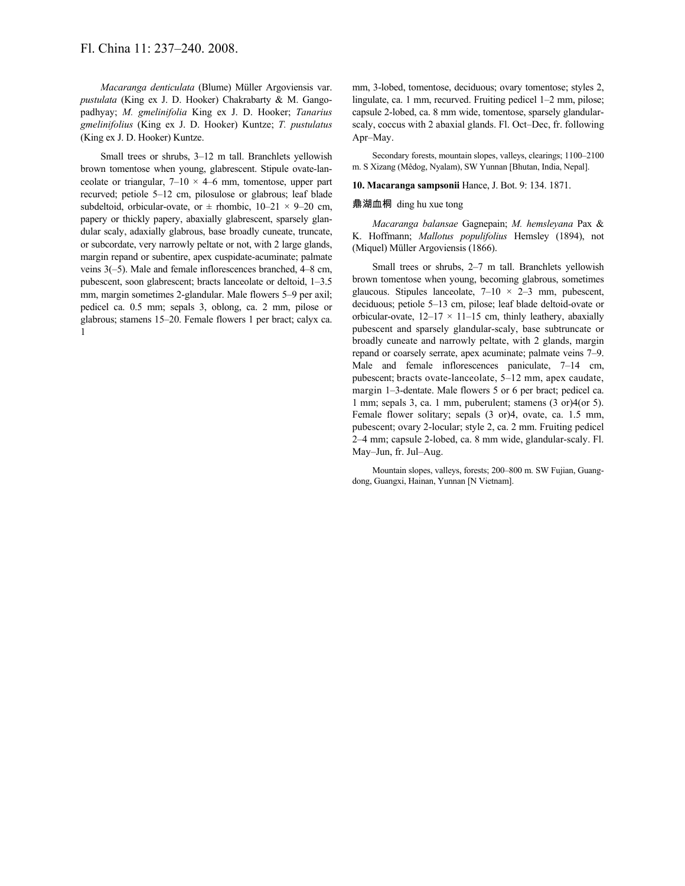*Macaranga denticulata* (Blume) Müller Argoviensis var. *pustulata* (King ex J. D. Hooker) Chakrabarty & M. Gangopadhyay; *M. gmelinifolia* King ex J. D. Hooker; *Tanarius gmelinifolius* (King ex J. D. Hooker) Kuntze; *T. pustulatus* (King ex J. D. Hooker) Kuntze.

Small trees or shrubs, 3–12 m tall. Branchlets yellowish brown tomentose when young, glabrescent. Stipule ovate-lanceolate or triangular, 7–10 × 4–6 mm, tomentose, upper part recurved; petiole 5–12 cm, pilosulose or glabrous; leaf blade subdeltoid, orbicular-ovate, or ± rhombic, 10–21 × 9–20 cm, papery or thickly papery, abaxially glabrescent, sparsely glandular scaly, adaxially glabrous, base broadly cuneate, truncate, or subcordate, very narrowly peltate or not, with 2 large glands, margin repand or subentire, apex cuspidate-acuminate; palmate veins 3(–5). Male and female inflorescences branched, 4–8 cm, pubescent, soon glabrescent; bracts lanceolate or deltoid, 1–3.5 mm, margin sometimes 2-glandular. Male flowers 5–9 per axil; pedicel ca. 0.5 mm; sepals 3, oblong, ca. 2 mm, pilose or glabrous; stamens 15–20. Female flowers 1 per bract; calyx ca. 1 mm, 3-lobed, tomentose, deciduous; ovary tomentose; styles 2, lingulate, ca. 1 mm, recurved. Fruiting pedicel 1–2 mm, pilose; capsule 2-lobed, ca. 8 mm wide, tomentose, sparsely glandular-scaly, coccus with 2 abaxial glands. Fl. Oct–Dec, fr. following Apr–May.

Secondary forests, mountain slopes, valleys, clearings; 1100–2100 m. S Xizang (Mêdog, Nyalam), SW Yunnan [Bhutan, India, Nepal].

**10. Macaranga sampsonii** Hance, J. Bot. 9: 134. 1871.

鼎湖血桐 ding hu xue tong

*Macaranga balansae* Gagnepain; *M. hemsleyana* Pax & K. Hoffmann; *Mallotus populifolius* Hemsley (1894), not (Miquel) Müller Argoviensis (1866).

Small trees or shrubs, 2–7 m tall. Branchlets yellowish brown tomentose when young, becoming glabrous, sometimes glaucous. Stipules lanceolate, 7–10 × 2–3 mm, pubescent, deciduous; petiole 5–13 cm, pilose; leaf blade deltoid-ovate or orbicular-ovate, 12–17 × 11–15 cm, thinly leathery, abaxially pubescent and sparsely glandular-scaly, base subtruncate or broadly cuneate and narrowly peltate, with 2 glands, margin repand or coarsely serrate, apex acuminate; palmate veins 7–9. Male and female inflorescences paniculate, 7–14 cm, pubescent; bracts ovate-lanceolate, 5–12 mm, apex caudate, margin 1–3-dentate. Male flowers 5 or 6 per bract; pedicel ca. 1 mm; sepals 3, ca. 1 mm, puberulent; stamens (3 or)4(or 5). Female flower solitary; sepals (3 or)4, ovate, ca. 1.5 mm, pubescent; ovary 2-locular; style 2, ca. 2 mm. Fruiting pedicel 2–4 mm; capsule 2-lobed, ca. 8 mm wide, glandular-scaly. Fl. May–Jun, fr. Jul–Aug.

Mountain slopes, valleys, forests; 200–800 m. SW Fujian, Guangdong, Guangxi, Hainan, Yunnan [N Vietnam].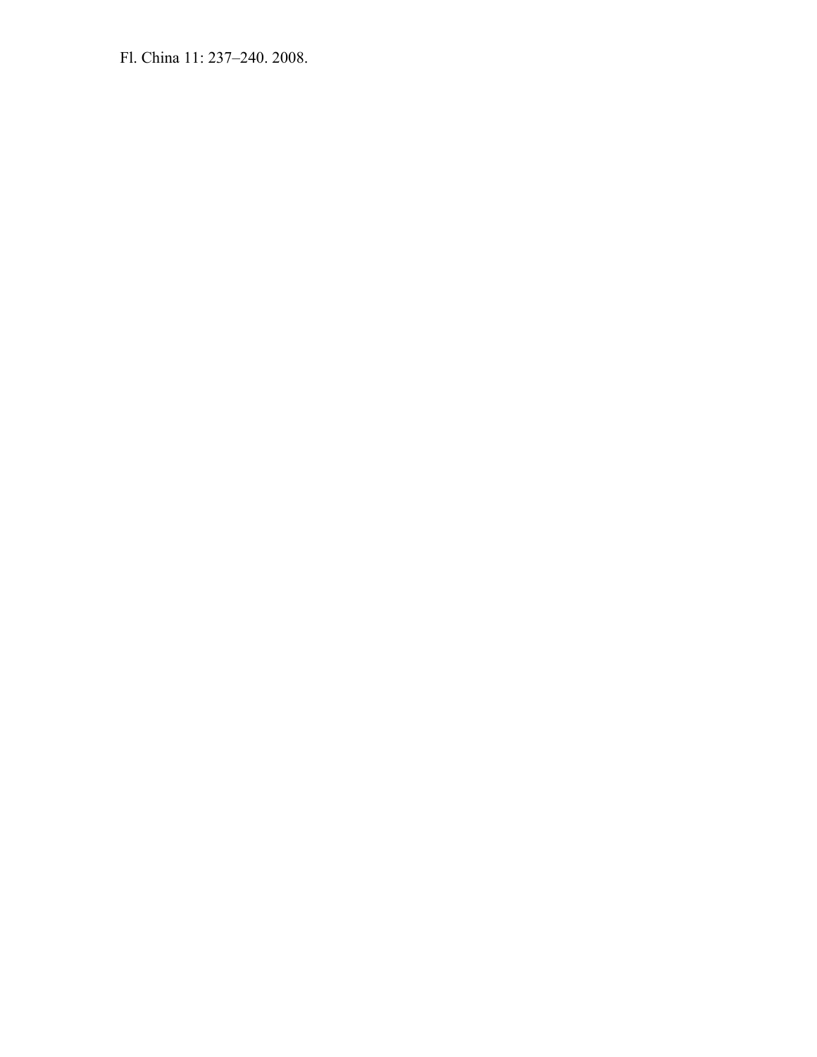Fl. China 11: 237–240. 2008.